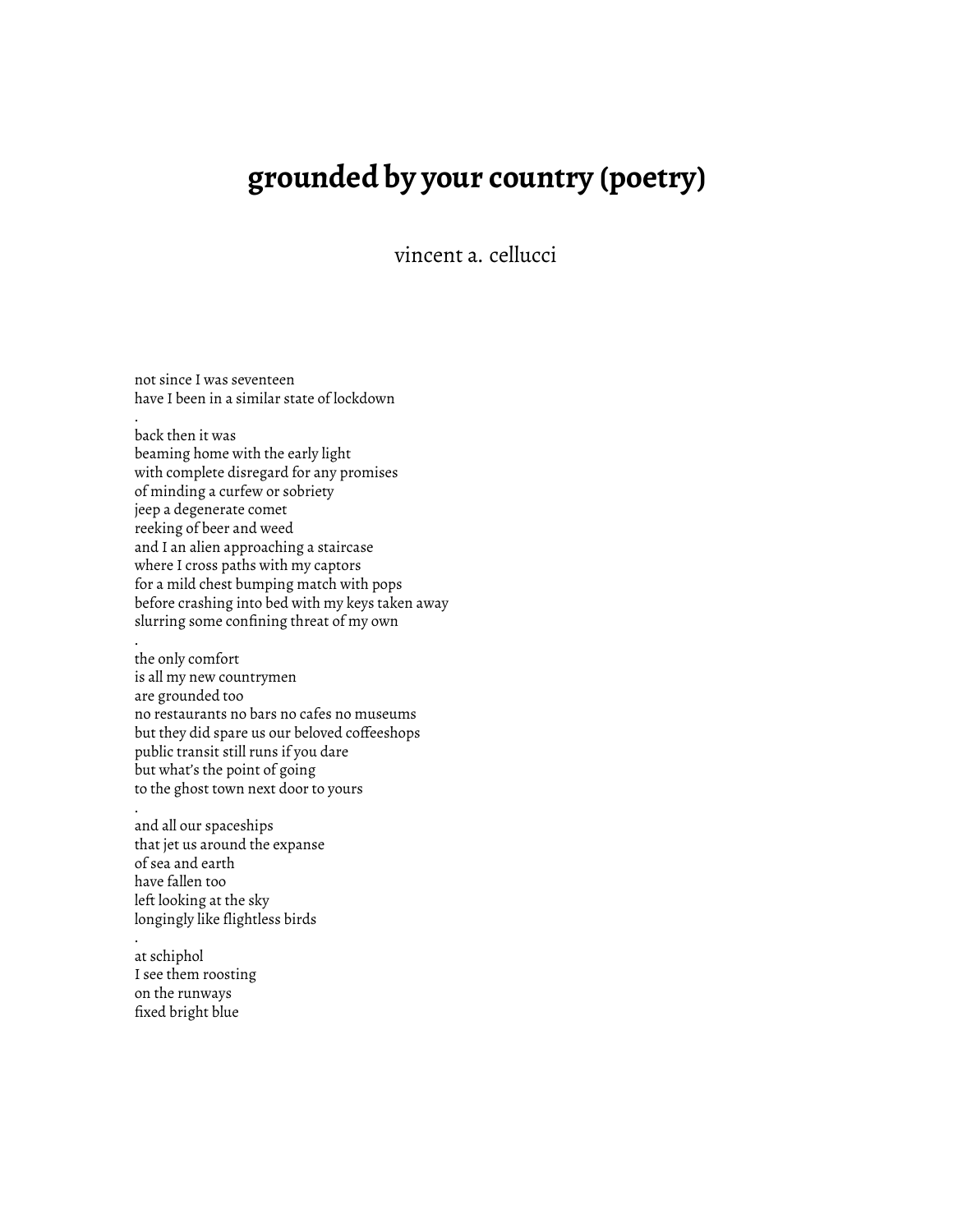# grounded by your country (poetry)

vincent a. cellucci

not since I was seventeen  
have I been in a similar state of lockdown  
.  
back then it was  
beaming home with the early light  
with complete disregard for any promises  
of minding a curfew or sobriety  
jeep a degenerate comet  
reeking of beer and weed  
and I an alien approaching a staircase  
where I cross paths with my captors  
for a mild chest bumping match with pops  
before crashing into bed with my keys taken away  
slurring some confining threat of my own  
.  
the only comfort  
is all my new countrymen  
are grounded too  
no restaurants no bars no cafes no museums  
but they did spare us our beloved coffeeshops  
public transit still runs if you dare  
but what's the point of going  
to the ghost town next door to yours  
.  
and all our spaceships  
that jet us around the expanse  
of sea and earth  
have fallen too  
left looking at the sky  
longingly like flightless birds  
.  
at schiphol  
I see them roosting  
on the runways  
fixed bright blue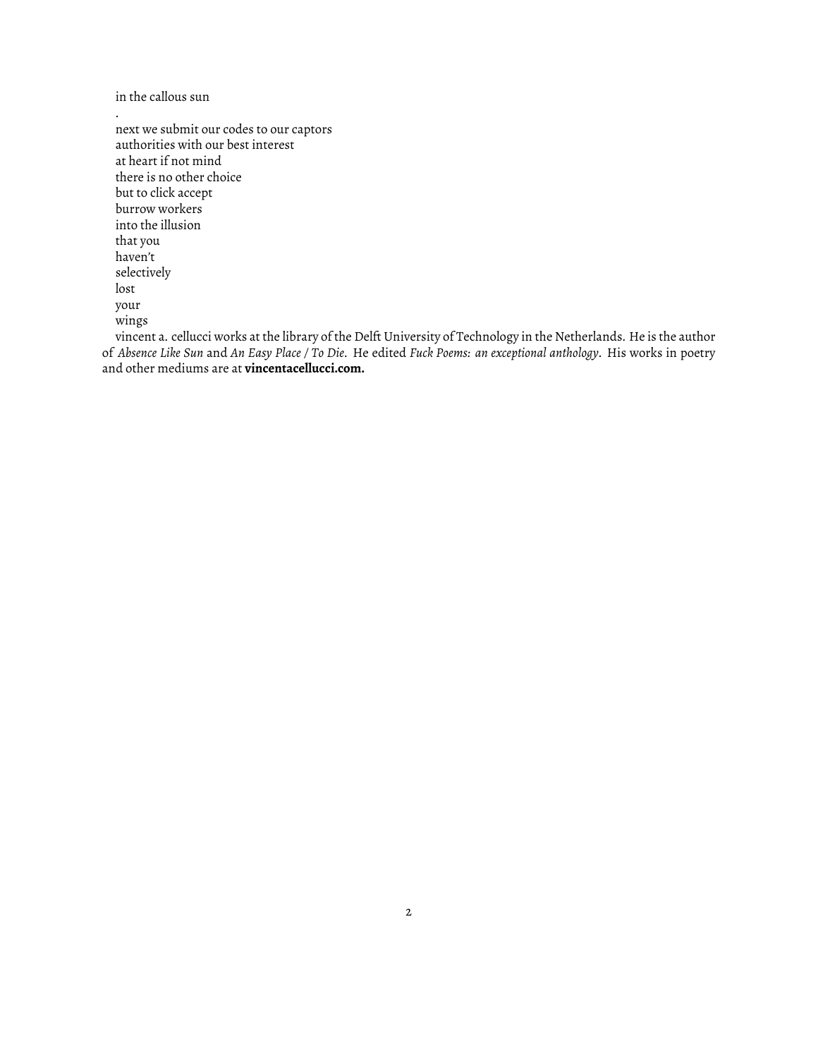in the callous sun

.

next we submit our codes to our captors  
authorities with our best interest  
at heart if not mind  
there is no other choice  
but to click accept  
burrow workers  
into the illusion  
that you  
haven't  
selectively  
lost  
your  
wings

vincent a. cellucci works at the library of the Delft University of Technology in the Netherlands. He is the author of *Absence Like Sun* and *An Easy Place / To Die*. He edited *Fuck Poems: an exceptional anthology*. His works in poetry and other mediums are at **vincentacellucci.com.**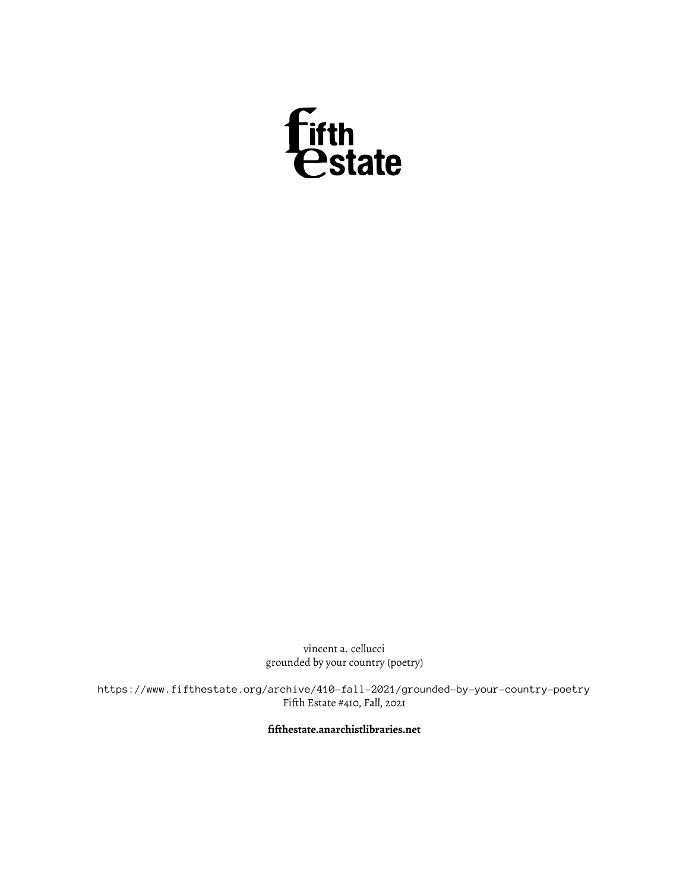Fifth Estate

vincent a. cellucci
grounded by your country (poetry)

https://www.fifthestate.org/archive/410-fall-2021/grounded-by-your-country-poetry
Fifth Estate #410, Fall, 2021

**fifthestate.anarchistlibraries.net**